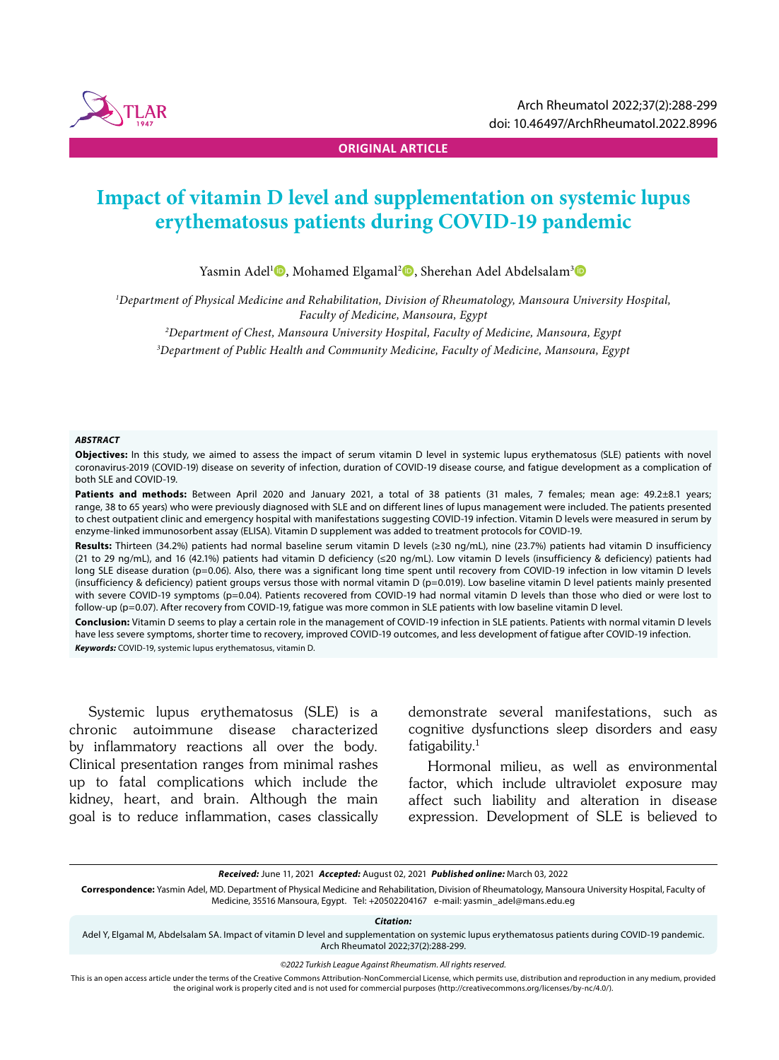ORIGINAL ARTICLE

# Impact of vitamin D level and supplementation on systemic lupus erythematosus patients during COVID-19 pandemic

Yasmin Adel[1], Mohamed Elgamal[2], Sherehan Adel Abdelsalam[3]

[1]*Department of Physical Medicine and Rehabilitation, Division of Rheumatology, Mansoura University Hospital, Faculty of Medicine, Mansoura, Egypt*

[2]*Department of Chest, Mansoura University Hospital, Faculty of Medicine, Mansoura, Egypt*

[3]*Department of Public Health and Community Medicine, Faculty of Medicine, Mansoura, Egypt*

***ABSTRACT***

**Objectives:** In this study, we aimed to assess the impact of serum vitamin D level in systemic lupus erythematosus (SLE) patients with novel coronavirus-2019 (COVID-19) disease on severity of infection, duration of COVID-19 disease course, and fatigue development as a complication of both SLE and COVID-19.

**Patients and methods:** Between April 2020 and January 2021, a total of 38 patients (31 males, 7 females; mean age: 49.2±8.1 years; range, 38 to 65 years) who were previously diagnosed with SLE and on different lines of lupus management were included. The patients presented to chest outpatient clinic and emergency hospital with manifestations suggesting COVID-19 infection. Vitamin D levels were measured in serum by enzyme-linked immunosorbent assay (ELISA). Vitamin D supplement was added to treatment protocols for COVID-19.

**Results:** Thirteen (34.2%) patients had normal baseline serum vitamin D levels (≥30 ng/mL), nine (23.7%) patients had vitamin D insufficiency (21 to 29 ng/mL), and 16 (42.1%) patients had vitamin D deficiency (≤20 ng/mL). Low vitamin D levels (insufficiency & deficiency) patients had long SLE disease duration (p=0.06). Also, there was a significant long time spent until recovery from COVID-19 infection in low vitamin D levels (insufficiency & deficiency) patient groups versus those with normal vitamin D (p=0.019). Low baseline vitamin D level patients mainly presented with severe COVID-19 symptoms (p=0.04). Patients recovered from COVID-19 had normal vitamin D levels than those who died or were lost to follow-up (p=0.07). After recovery from COVID-19, fatigue was more common in SLE patients with low baseline vitamin D level.

**Conclusion:** Vitamin D seems to play a certain role in the management of COVID-19 infection in SLE patients. Patients with normal vitamin D levels have less severe symptoms, shorter time to recovery, improved COVID-19 outcomes, and less development of fatigue after COVID-19 infection.

***Keywords:*** COVID-19, systemic lupus erythematosus, vitamin D.

Systemic lupus erythematosus (SLE) is a chronic autoimmune disease characterized by inflammatory reactions all over the body. Clinical presentation ranges from minimal rashes up to fatal complications which include the kidney, heart, and brain. Although the main goal is to reduce inflammation, cases classically demonstrate several manifestations, such as cognitive dysfunctions sleep disorders and easy fatigability.[1]

Hormonal milieu, as well as environmental factor, which include ultraviolet exposure may affect such liability and alteration in disease expression. Development of SLE is believed to

***Received:*** June 11, 2021 ***Accepted:*** August 02, 2021 ***Published online:*** March 03, 2022

**Correspondence:** Yasmin Adel, MD. Department of Physical Medicine and Rehabilitation, Division of Rheumatology, Mansoura University Hospital, Faculty of Medicine, 35516 Mansoura, Egypt. Tel: +20502204167 e-mail: yasmin_adel@mans.edu.eg

***Citation:***

Adel Y, Elgamal M, Abdelsalam SA. Impact of vitamin D level and supplementation on systemic lupus erythematosus patients during COVID-19 pandemic. Arch Rheumatol 2022;37(2):288-299.

*©2022 Turkish League Against Rheumatism. All rights reserved.*

This is an open access article under the terms of the Creative Commons Attribution-NonCommercial License, which permits use, distribution and reproduction in any medium, provided the original work is properly cited and is not used for commercial purposes (http://creativecommons.org/licenses/by-nc/4.0/).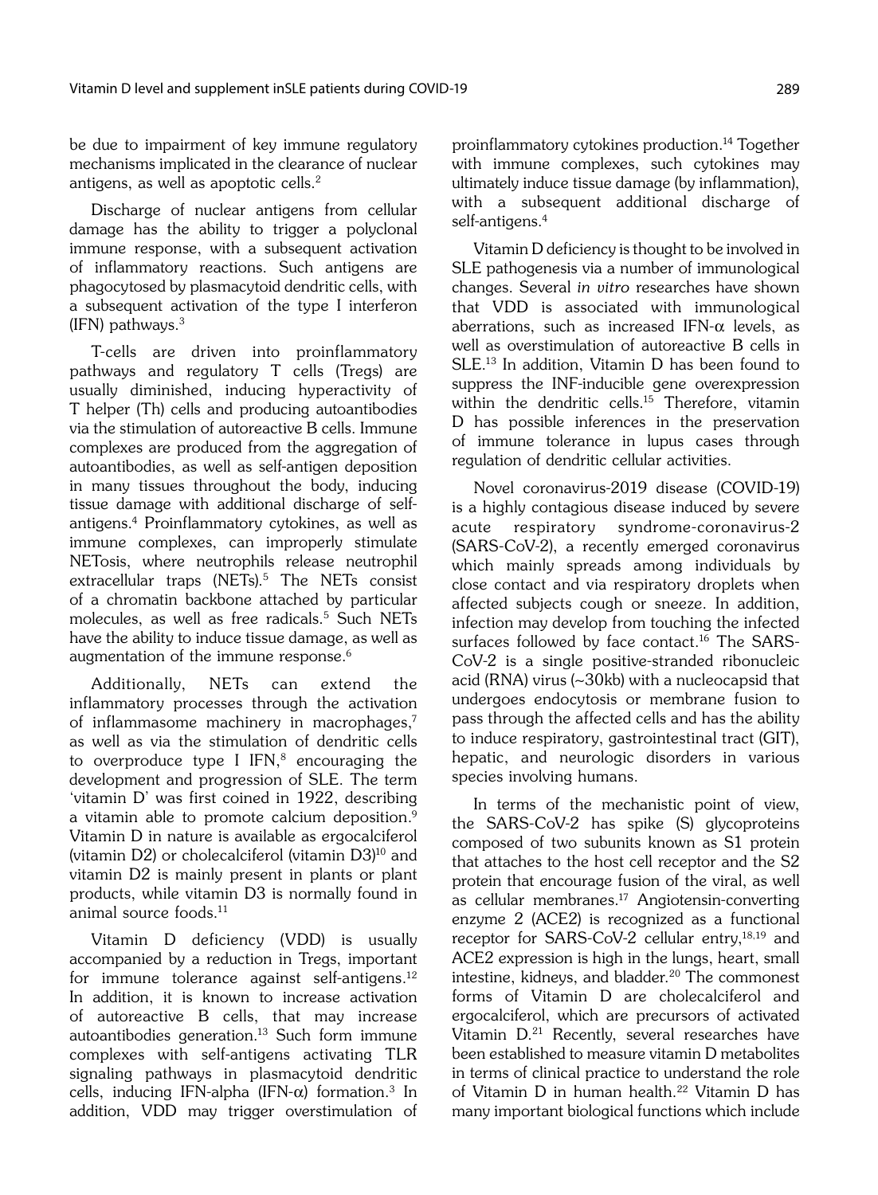be due to impairment of key immune regulatory mechanisms implicated in the clearance of nuclear antigens, as well as apoptotic cells.[2]

Discharge of nuclear antigens from cellular damage has the ability to trigger a polyclonal immune response, with a subsequent activation of inflammatory reactions. Such antigens are phagocytosed by plasmacytoid dendritic cells, with a subsequent activation of the type I interferon (IFN) pathways.[3]

T-cells are driven into proinflammatory pathways and regulatory T cells (Tregs) are usually diminished, inducing hyperactivity of T helper (Th) cells and producing autoantibodies via the stimulation of autoreactive B cells. Immune complexes are produced from the aggregation of autoantibodies, as well as self-antigen deposition in many tissues throughout the body, inducing tissue damage with additional discharge of self-antigens.[4] Proinflammatory cytokines, as well as immune complexes, can improperly stimulate NETosis, where neutrophils release neutrophil extracellular traps (NETs).[5] The NETs consist of a chromatin backbone attached by particular molecules, as well as free radicals.[5] Such NETs have the ability to induce tissue damage, as well as augmentation of the immune response.[6]

Additionally, NETs can extend the inflammatory processes through the activation of inflammasome machinery in macrophages,[7] as well as via the stimulation of dendritic cells to overproduce type I IFN,[8] encouraging the development and progression of SLE. The term 'vitamin D' was first coined in 1922, describing a vitamin able to promote calcium deposition.[9] Vitamin D in nature is available as ergocalciferol (vitamin D2) or cholecalciferol (vitamin D3)[10] and vitamin D2 is mainly present in plants or plant products, while vitamin D3 is normally found in animal source foods.[11]

Vitamin D deficiency (VDD) is usually accompanied by a reduction in Tregs, important for immune tolerance against self-antigens.[12] In addition, it is known to increase activation of autoreactive B cells, that may increase autoantibodies generation.[13] Such form immune complexes with self-antigens activating TLR signaling pathways in plasmacytoid dendritic cells, inducing IFN-alpha (IFN-$\alpha$) formation.[3] In addition, VDD may trigger overstimulation of proinflammatory cytokines production.[14] Together with immune complexes, such cytokines may ultimately induce tissue damage (by inflammation), with a subsequent additional discharge of self-antigens.[4]

Vitamin D deficiency is thought to be involved in SLE pathogenesis via a number of immunological changes. Several *in vitro* researches have shown that VDD is associated with immunological aberrations, such as increased IFN-$\alpha$ levels, as well as overstimulation of autoreactive B cells in SLE.[13] In addition, Vitamin D has been found to suppress the INF-inducible gene overexpression within the dendritic cells.[15] Therefore, vitamin D has possible inferences in the preservation of immune tolerance in lupus cases through regulation of dendritic cellular activities.

Novel coronavirus-2019 disease (COVID-19) is a highly contagious disease induced by severe acute respiratory syndrome-coronavirus-2 (SARS-CoV-2), a recently emerged coronavirus which mainly spreads among individuals by close contact and via respiratory droplets when affected subjects cough or sneeze. In addition, infection may develop from touching the infected surfaces followed by face contact.[16] The SARS-CoV-2 is a single positive-stranded ribonucleic acid (RNA) virus (~30kb) with a nucleocapsid that undergoes endocytosis or membrane fusion to pass through the affected cells and has the ability to induce respiratory, gastrointestinal tract (GIT), hepatic, and neurologic disorders in various species involving humans.

In terms of the mechanistic point of view, the SARS-CoV-2 has spike (S) glycoproteins composed of two subunits known as S1 protein that attaches to the host cell receptor and the S2 protein that encourage fusion of the viral, as well as cellular membranes.[17] Angiotensin-converting enzyme 2 (ACE2) is recognized as a functional receptor for SARS-CoV-2 cellular entry,[18,19] and ACE2 expression is high in the lungs, heart, small intestine, kidneys, and bladder.[20] The commonest forms of Vitamin D are cholecalciferol and ergocalciferol, which are precursors of activated Vitamin D.[21] Recently, several researches have been established to measure vitamin D metabolites in terms of clinical practice to understand the role of Vitamin D in human health.[22] Vitamin D has many important biological functions which include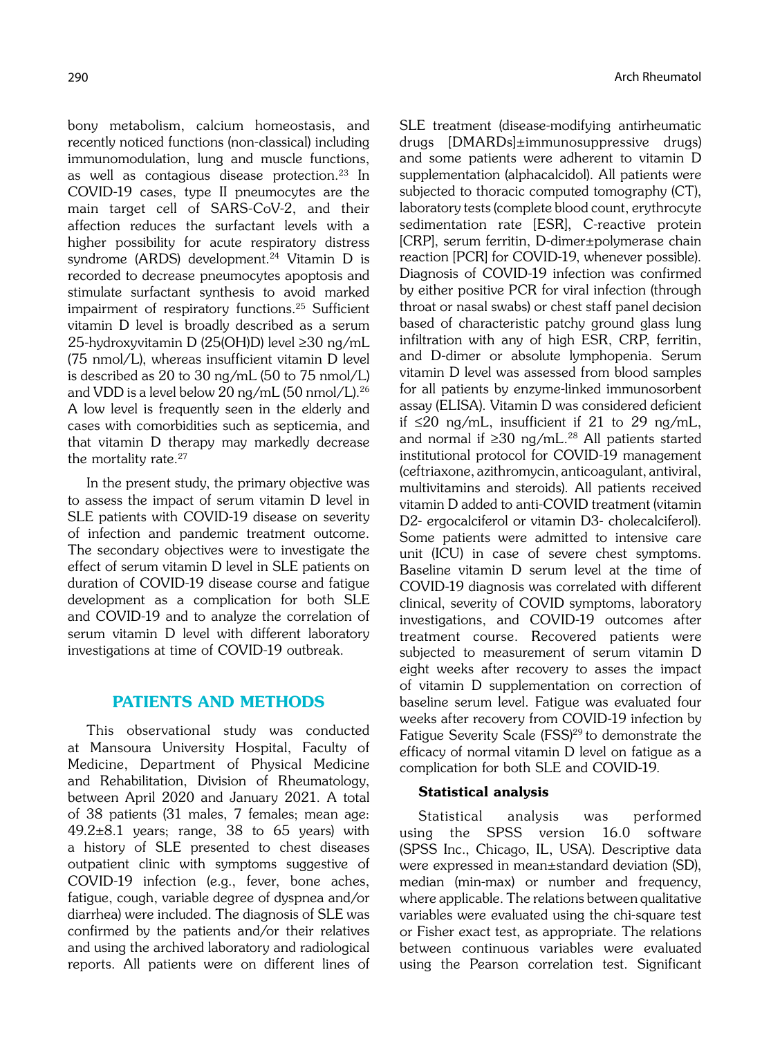bony metabolism, calcium homeostasis, and recently noticed functions (non-classical) including immunomodulation, lung and muscle functions, as well as contagious disease protection.[23] In COVID-19 cases, type II pneumocytes are the main target cell of SARS-CoV-2, and their affection reduces the surfactant levels with a higher possibility for acute respiratory distress syndrome (ARDS) development.[24] Vitamin D is recorded to decrease pneumocytes apoptosis and stimulate surfactant synthesis to avoid marked impairment of respiratory functions.[25] Sufficient vitamin D level is broadly described as a serum 25-hydroxyvitamin D (25(OH)D) level ≥30 ng/mL (75 nmol/L), whereas insufficient vitamin D level is described as 20 to 30 ng/mL (50 to 75 nmol/L) and VDD is a level below 20 ng/mL (50 nmol/L).[26] A low level is frequently seen in the elderly and cases with comorbidities such as septicemia, and that vitamin D therapy may markedly decrease the mortality rate.[27]

In the present study, the primary objective was to assess the impact of serum vitamin D level in SLE patients with COVID-19 disease on severity of infection and pandemic treatment outcome. The secondary objectives were to investigate the effect of serum vitamin D level in SLE patients on duration of COVID-19 disease course and fatigue development as a complication for both SLE and COVID-19 and to analyze the correlation of serum vitamin D level with different laboratory investigations at time of COVID-19 outbreak.

## PATIENTS AND METHODS

This observational study was conducted at Mansoura University Hospital, Faculty of Medicine, Department of Physical Medicine and Rehabilitation, Division of Rheumatology, between April 2020 and January 2021. A total of 38 patients (31 males, 7 females; mean age: 49.2±8.1 years; range, 38 to 65 years) with a history of SLE presented to chest diseases outpatient clinic with symptoms suggestive of COVID-19 infection (e.g., fever, bone aches, fatigue, cough, variable degree of dyspnea and/or diarrhea) were included. The diagnosis of SLE was confirmed by the patients and/or their relatives and using the archived laboratory and radiological reports. All patients were on different lines of SLE treatment (disease-modifying antirheumatic drugs [DMARDs]±immunosuppressive drugs) and some patients were adherent to vitamin D supplementation (alphacalcidol). All patients were subjected to thoracic computed tomography (CT), laboratory tests (complete blood count, erythrocyte sedimentation rate [ESR], C-reactive protein [CRP], serum ferritin, D-dimer±polymerase chain reaction [PCR] for COVID-19, whenever possible). Diagnosis of COVID-19 infection was confirmed by either positive PCR for viral infection (through throat or nasal swabs) or chest staff panel decision based of characteristic patchy ground glass lung infiltration with any of high ESR, CRP, ferritin, and D-dimer or absolute lymphopenia. Serum vitamin D level was assessed from blood samples for all patients by enzyme-linked immunosorbent assay (ELISA). Vitamin D was considered deficient if ≤20 ng/mL, insufficient if 21 to 29 ng/mL, and normal if ≥30 ng/mL.[28] All patients started institutional protocol for COVID-19 management (ceftriaxone, azithromycin, anticoagulant, antiviral, multivitamins and steroids). All patients received vitamin D added to anti-COVID treatment (vitamin D2- ergocalciferol or vitamin D3- cholecalciferol). Some patients were admitted to intensive care unit (ICU) in case of severe chest symptoms. Baseline vitamin D serum level at the time of COVID-19 diagnosis was correlated with different clinical, severity of COVID symptoms, laboratory investigations, and COVID-19 outcomes after treatment course. Recovered patients were subjected to measurement of serum vitamin D eight weeks after recovery to asses the impact of vitamin D supplementation on correction of baseline serum level. Fatigue was evaluated four weeks after recovery from COVID-19 infection by Fatigue Severity Scale (FSS)[29] to demonstrate the efficacy of normal vitamin D level on fatigue as a complication for both SLE and COVID-19.

### Statistical analysis

Statistical analysis was performed using the SPSS version 16.0 software (SPSS Inc., Chicago, IL, USA). Descriptive data were expressed in mean±standard deviation (SD), median (min-max) or number and frequency, where applicable. The relations between qualitative variables were evaluated using the chi-square test or Fisher exact test, as appropriate. The relations between continuous variables were evaluated using the Pearson correlation test. Significant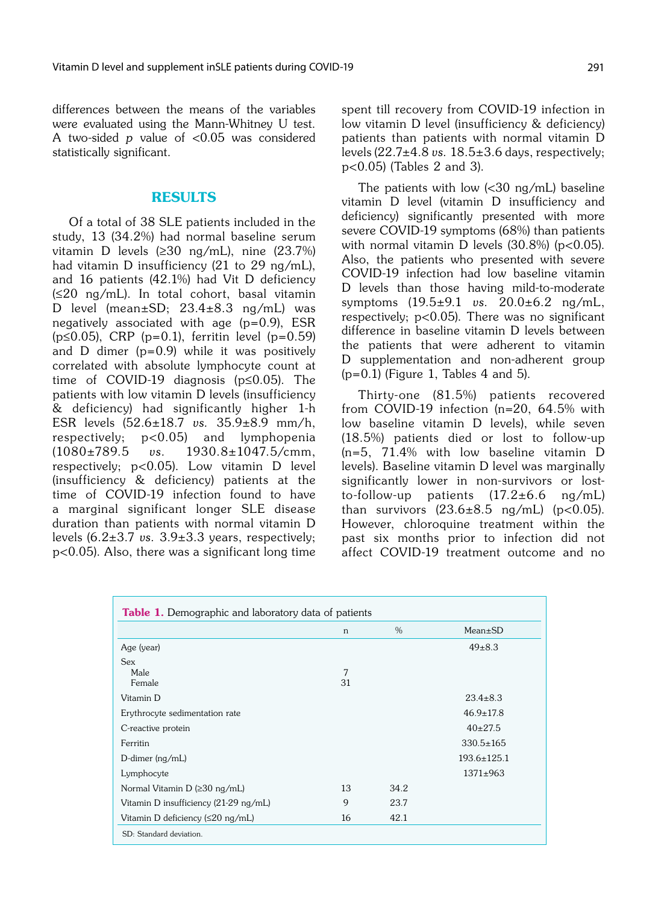differences between the means of the variables were evaluated using the Mann-Whitney U test. A two-sided *p* value of <0.05 was considered statistically significant.

## RESULTS

Of a total of 38 SLE patients included in the study, 13 (34.2%) had normal baseline serum vitamin D levels (≥30 ng/mL), nine (23.7%) had vitamin D insufficiency (21 to 29 ng/mL), and 16 patients (42.1%) had Vit D deficiency (≤20 ng/mL). In total cohort, basal vitamin D level (mean±SD; 23.4±8.3 ng/mL) was negatively associated with age (p=0.9), ESR (p≤0.05), CRP (p=0.1), ferritin level (p=0.59) and D dimer (p=0.9) while it was positively correlated with absolute lymphocyte count at time of COVID-19 diagnosis (p≤0.05). The patients with low vitamin D levels (insufficiency & deficiency) had significantly higher 1-h ESR levels (52.6±18.7 *vs.* 35.9±8.9 mm/h, respectively; p<0.05) and lymphopenia (1080±789.5 *vs.* 1930.8±1047.5/cmm, respectively; p<0.05). Low vitamin D level (insufficiency & deficiency) patients at the time of COVID-19 infection found to have a marginal significant longer SLE disease duration than patients with normal vitamin D levels (6.2±3.7 *vs.* 3.9±3.3 years, respectively; p<0.05). Also, there was a significant long time spent till recovery from COVID-19 infection in low vitamin D level (insufficiency & deficiency) patients than patients with normal vitamin D levels (22.7±4.8 *vs.* 18.5±3.6 days, respectively; p<0.05) (Tables 2 and 3).

The patients with low (<30 ng/mL) baseline vitamin D level (vitamin D insufficiency and deficiency) significantly presented with more severe COVID-19 symptoms (68%) than patients with normal vitamin D levels (30.8%) (p<0.05). Also, the patients who presented with severe COVID-19 infection had low baseline vitamin D levels than those having mild-to-moderate symptoms (19.5±9.1 *vs.* 20.0±6.2 ng/mL, respectively; p<0.05). There was no significant difference in baseline vitamin D levels between the patients that were adherent to vitamin D supplementation and non-adherent group (p=0.1) (Figure 1, Tables 4 and 5).

Thirty-one (81.5%) patients recovered from COVID-19 infection (n=20, 64.5% with low baseline vitamin D levels), while seven (18.5%) patients died or lost to follow-up (n=5, 71.4% with low baseline vitamin D levels). Baseline vitamin D level was marginally significantly lower in non-survivors or lost-to-follow-up patients (17.2±6.6 ng/mL) than survivors (23.6±8.5 ng/mL) (p<0.05). However, chloroquine treatment within the past six months prior to infection did not affect COVID-19 treatment outcome and no

**Table 1.** Demographic and laboratory data of patients

| | n | % | Mean±SD |
|---|---|---|---|
| Age (year) | | | 49±8.3 |
| Sex | | | |
| Male | 7 | | |
| Female | 31 | | |
| Vitamin D | | | 23.4±8.3 |
| Erythrocyte sedimentation rate | | | 46.9±17.8 |
| C-reactive protein | | | 40±27.5 |
| Ferritin | | | 330.5±165 |
| D-dimer (ng/mL) | | | 193.6±125.1 |
| Lymphocyte | | | 1371±963 |
| Normal Vitamin D (≥30 ng/mL) | 13 | 34.2 | |
| Vitamin D insufficiency (21-29 ng/mL) | 9 | 23.7 | |
| Vitamin D deficiency (≤20 ng/mL) | 16 | 42.1 | |

SD: Standard deviation.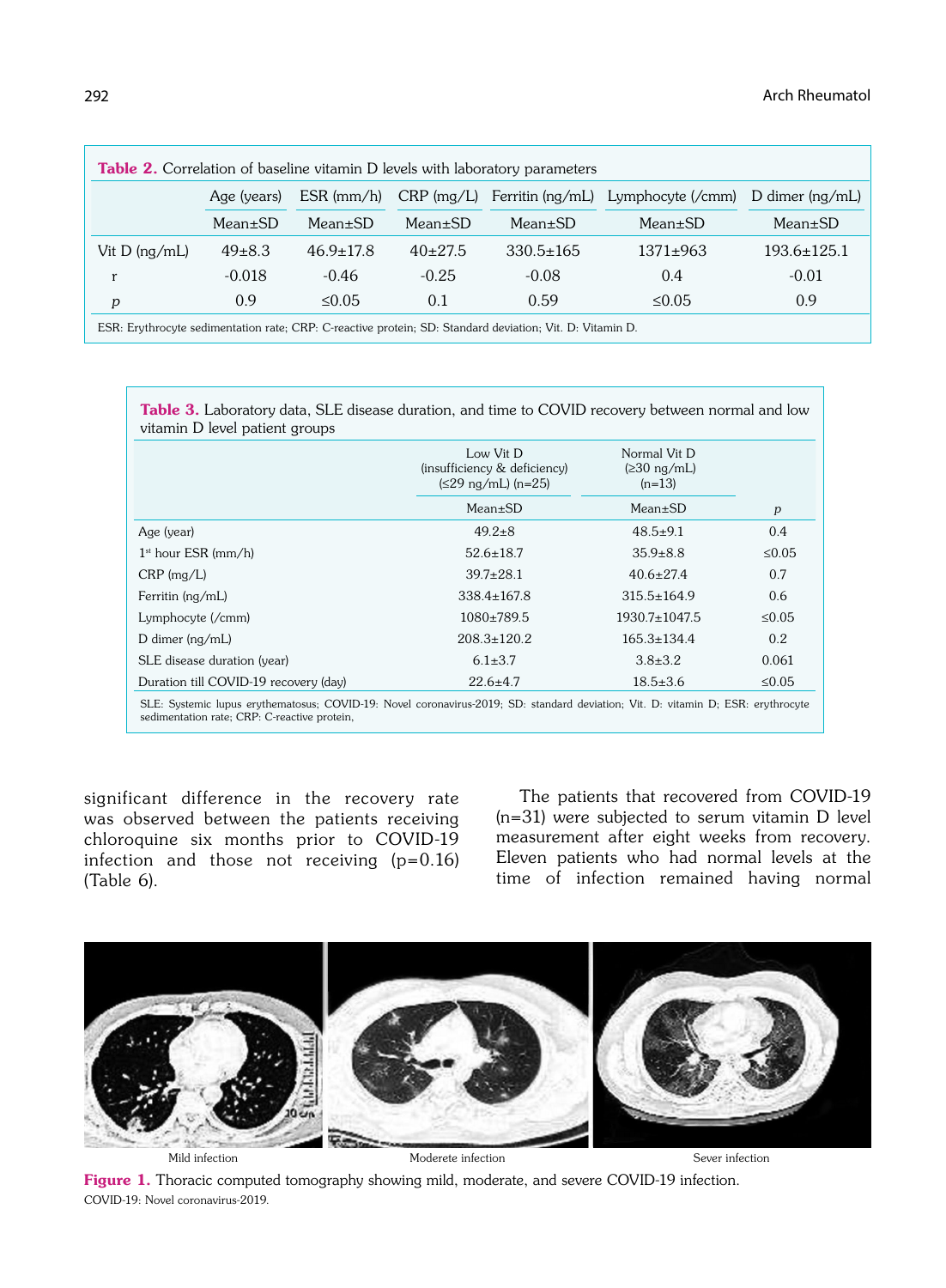**Table 2.** Correlation of baseline vitamin D levels with laboratory parameters

| | Age (years) | ESR (mm/h) | CRP (mg/L) | Ferritin (ng/mL) | Lymphocyte (/cmm) | D dimer (ng/mL) |
|---|---|---|---|---|---|---|
| | Mean±SD | Mean±SD | Mean±SD | Mean±SD | Mean±SD | Mean±SD |
| Vit D (ng/mL) | 49±8.3 | 46.9±17.8 | 40±27.5 | 330.5±165 | 1371±963 | 193.6±125.1 |
| r | -0.018 | -0.46 | -0.25 | -0.08 | 0.4 | -0.01 |
| *p* | 0.9 | ≤0.05 | 0.1 | 0.59 | ≤0.05 | 0.9 |

ESR: Erythrocyte sedimentation rate; CRP: C-reactive protein; SD: Standard deviation; Vit. D: Vitamin D.

**Table 3.** Laboratory data, SLE disease duration, and time to COVID recovery between normal and low vitamin D level patient groups

| | Low Vit D (insufficiency & deficiency) (≤29 ng/mL) (n=25) | Normal Vit D (≥30 ng/mL) (n=13) | |
|---|---|---|---|
| | Mean±SD | Mean±SD | *p* |
| Age (year) | 49.2±8 | 48.5±9.1 | 0.4 |
| 1st hour ESR (mm/h) | 52.6±18.7 | 35.9±8.8 | ≤0.05 |
| CRP (mg/L) | 39.7±28.1 | 40.6±27.4 | 0.7 |
| Ferritin (ng/mL) | 338.4±167.8 | 315.5±164.9 | 0.6 |
| Lymphocyte (/cmm) | 1080±789.5 | 1930.7±1047.5 | ≤0.05 |
| D dimer (ng/mL) | 208.3±120.2 | 165.3±134.4 | 0.2 |
| SLE disease duration (year) | 6.1±3.7 | 3.8±3.2 | 0.061 |
| Duration till COVID-19 recovery (day) | 22.6±4.7 | 18.5±3.6 | ≤0.05 |

SLE: Systemic lupus erythematosus; COVID-19: Novel coronavirus-2019; SD: standard deviation; Vit. D: vitamin D; ESR: erythrocyte sedimentation rate; CRP: C-reactive protein,

significant difference in the recovery rate was observed between the patients receiving chloroquine six months prior to COVID-19 infection and those not receiving (p=0.16) (Table 6).

The patients that recovered from COVID-19 (n=31) were subjected to serum vitamin D level measurement after eight weeks from recovery. Eleven patients who had normal levels at the time of infection remained having normal

Mild infection | Moderete infection | Sever infection

**Figure 1.** Thoracic computed tomography showing mild, moderate, and severe COVID-19 infection.
COVID-19: Novel coronavirus-2019.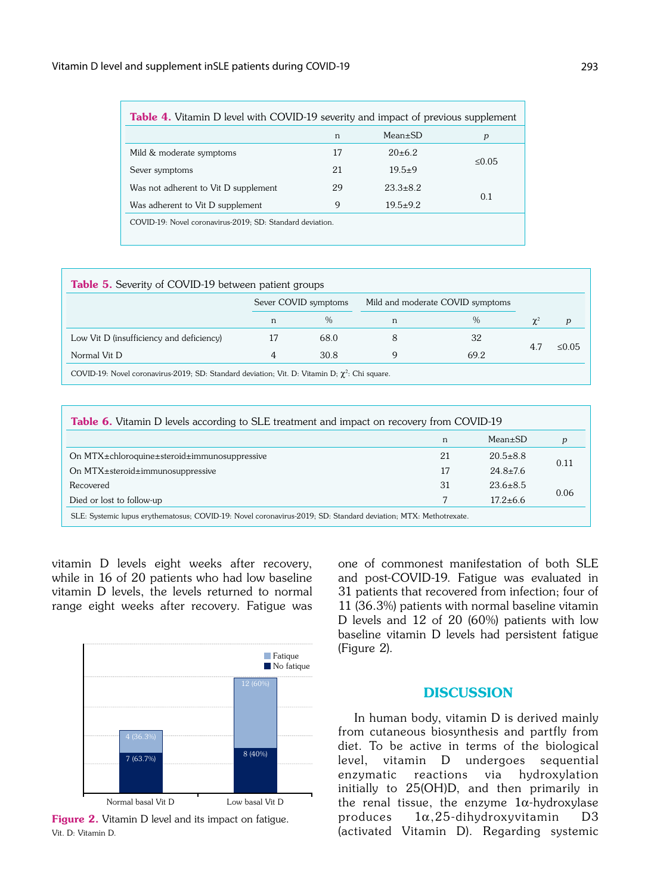**Table 4.** Vitamin D level with COVID-19 severity and impact of previous supplement

| | n | Mean±SD | *p* |
|---|---|---|---|
| Mild & moderate symptoms | 17 | 20±6.2 | ≤0.05 |
| Sever symptoms | 21 | 19.5±9 | |
| Was not adherent to Vit D supplement | 29 | 23.3±8.2 | 0.1 |
| Was adherent to Vit D supplement | 9 | 19.5±9.2 | |

COVID-19: Novel coronavirus-2019; SD: Standard deviation.

**Table 5.** Severity of COVID-19 between patient groups

| | Sever COVID symptoms | | Mild and moderate COVID symptoms | | | |
|---|---|---|---|---|---|---|
| | n | % | n | % | $\chi^2$ | *p* |
| Low Vit D (insufficiency and deficiency) | 17 | 68.0 | 8 | 32 | 4.7 | ≤0.05 |
| Normal Vit D | 4 | 30.8 | 9 | 69.2 | | |

COVID-19: Novel coronavirus-2019; SD: Standard deviation; Vit. D: Vitamin D; $\chi^2$: Chi square.

**Table 6.** Vitamin D levels according to SLE treatment and impact on recovery from COVID-19

| | n | Mean±SD | *p* |
|---|---|---|---|
| On MTX±chloroquine±steroid±immunosuppressive | 21 | 20.5±8.8 | 0.11 |
| On MTX±steroid±immunosuppressive | 17 | 24.8±7.6 | |
| Recovered | 31 | 23.6±8.5 | 0.06 |
| Died or lost to follow-up | 7 | 17.2±6.6 | |

SLE: Systemic lupus erythematosus; COVID-19: Novel coronavirus-2019; SD: Standard deviation; MTX: Methotrexate.

vitamin D levels eight weeks after recovery, while in 16 of 20 patients who had low baseline vitamin D levels, the levels returned to normal range eight weeks after recovery. Fatigue was one of commonest manifestation of both SLE and post-COVID-19. Fatigue was evaluated in 31 patients that recovered from infection; four of 11 (36.3%) patients with normal baseline vitamin D levels and 12 of 20 (60%) patients with low baseline vitamin D levels had persistent fatigue (Figure 2).

| | Normal basal Vit D | Low basal Vit D |
|---|---|---|
| Fatique | 4 (36.3%) | 12 (60%) |
| No fatique | 7 (63.7%) | 8 (40%) |

**Figure 2.** Vitamin D level and its impact on fatigue.
Vit. D: Vitamin D.

## DISCUSSION

In human body, vitamin D is derived mainly from cutaneous biosynthesis and partfly from diet. To be active in terms of the biological level, vitamin D undergoes sequential enzymatic reactions via hydroxylation initially to 25(OH)D, and then primarily in the renal tissue, the enzyme 1α-hydroxylase produces 1α,25-dihydroxyvitamin D3 (activated Vitamin D). Regarding systemic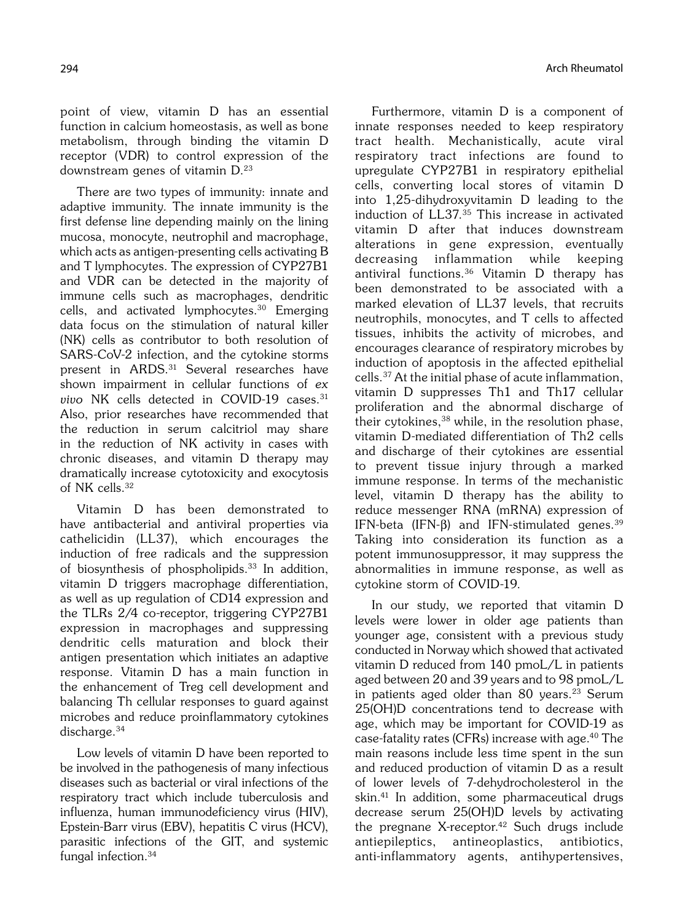point of view, vitamin D has an essential function in calcium homeostasis, as well as bone metabolism, through binding the vitamin D receptor (VDR) to control expression of the downstream genes of vitamin D.[23]

There are two types of immunity: innate and adaptive immunity. The innate immunity is the first defense line depending mainly on the lining mucosa, monocyte, neutrophil and macrophage, which acts as antigen-presenting cells activating B and T lymphocytes. The expression of CYP27B1 and VDR can be detected in the majority of immune cells such as macrophages, dendritic cells, and activated lymphocytes.[30] Emerging data focus on the stimulation of natural killer (NK) cells as contributor to both resolution of SARS-CoV-2 infection, and the cytokine storms present in ARDS.[31] Several researches have shown impairment in cellular functions of *ex vivo* NK cells detected in COVID-19 cases.[31] Also, prior researches have recommended that the reduction in serum calcitriol may share in the reduction of NK activity in cases with chronic diseases, and vitamin D therapy may dramatically increase cytotoxicity and exocytosis of NK cells.[32]

Vitamin D has been demonstrated to have antibacterial and antiviral properties via cathelicidin (LL37), which encourages the induction of free radicals and the suppression of biosynthesis of phospholipids.[33] In addition, vitamin D triggers macrophage differentiation, as well as up regulation of CD14 expression and the TLRs 2/4 co-receptor, triggering CYP27B1 expression in macrophages and suppressing dendritic cells maturation and block their antigen presentation which initiates an adaptive response. Vitamin D has a main function in the enhancement of Treg cell development and balancing Th cellular responses to guard against microbes and reduce proinflammatory cytokines discharge.[34]

Low levels of vitamin D have been reported to be involved in the pathogenesis of many infectious diseases such as bacterial or viral infections of the respiratory tract which include tuberculosis and influenza, human immunodeficiency virus (HIV), Epstein-Barr virus (EBV), hepatitis C virus (HCV), parasitic infections of the GIT, and systemic fungal infection.[34]

Furthermore, vitamin D is a component of innate responses needed to keep respiratory tract health. Mechanistically, acute viral respiratory tract infections are found to upregulate CYP27B1 in respiratory epithelial cells, converting local stores of vitamin D into 1,25-dihydroxyvitamin D leading to the induction of LL37.[35] This increase in activated vitamin D after that induces downstream alterations in gene expression, eventually decreasing inflammation while keeping antiviral functions.[36] Vitamin D therapy has been demonstrated to be associated with a marked elevation of LL37 levels, that recruits neutrophils, monocytes, and T cells to affected tissues, inhibits the activity of microbes, and encourages clearance of respiratory microbes by induction of apoptosis in the affected epithelial cells.[37] At the initial phase of acute inflammation, vitamin D suppresses Th1 and Th17 cellular proliferation and the abnormal discharge of their cytokines,[38] while, in the resolution phase, vitamin D-mediated differentiation of Th2 cells and discharge of their cytokines are essential to prevent tissue injury through a marked immune response. In terms of the mechanistic level, vitamin D therapy has the ability to reduce messenger RNA (mRNA) expression of IFN-beta (IFN-β) and IFN-stimulated genes.[39] Taking into consideration its function as a potent immunosuppressor, it may suppress the abnormalities in immune response, as well as cytokine storm of COVID-19.

In our study, we reported that vitamin D levels were lower in older age patients than younger age, consistent with a previous study conducted in Norway which showed that activated vitamin D reduced from 140 pmoL/L in patients aged between 20 and 39 years and to 98 pmoL/L in patients aged older than 80 years.[23] Serum 25(OH)D concentrations tend to decrease with age, which may be important for COVID-19 as case-fatality rates (CFRs) increase with age.[40] The main reasons include less time spent in the sun and reduced production of vitamin D as a result of lower levels of 7-dehydrocholesterol in the skin.[41] In addition, some pharmaceutical drugs decrease serum 25(OH)D levels by activating the pregnane X-receptor.[42] Such drugs include antiepileptics, antineoplastics, antibiotics, anti-inflammatory agents, antihypertensives,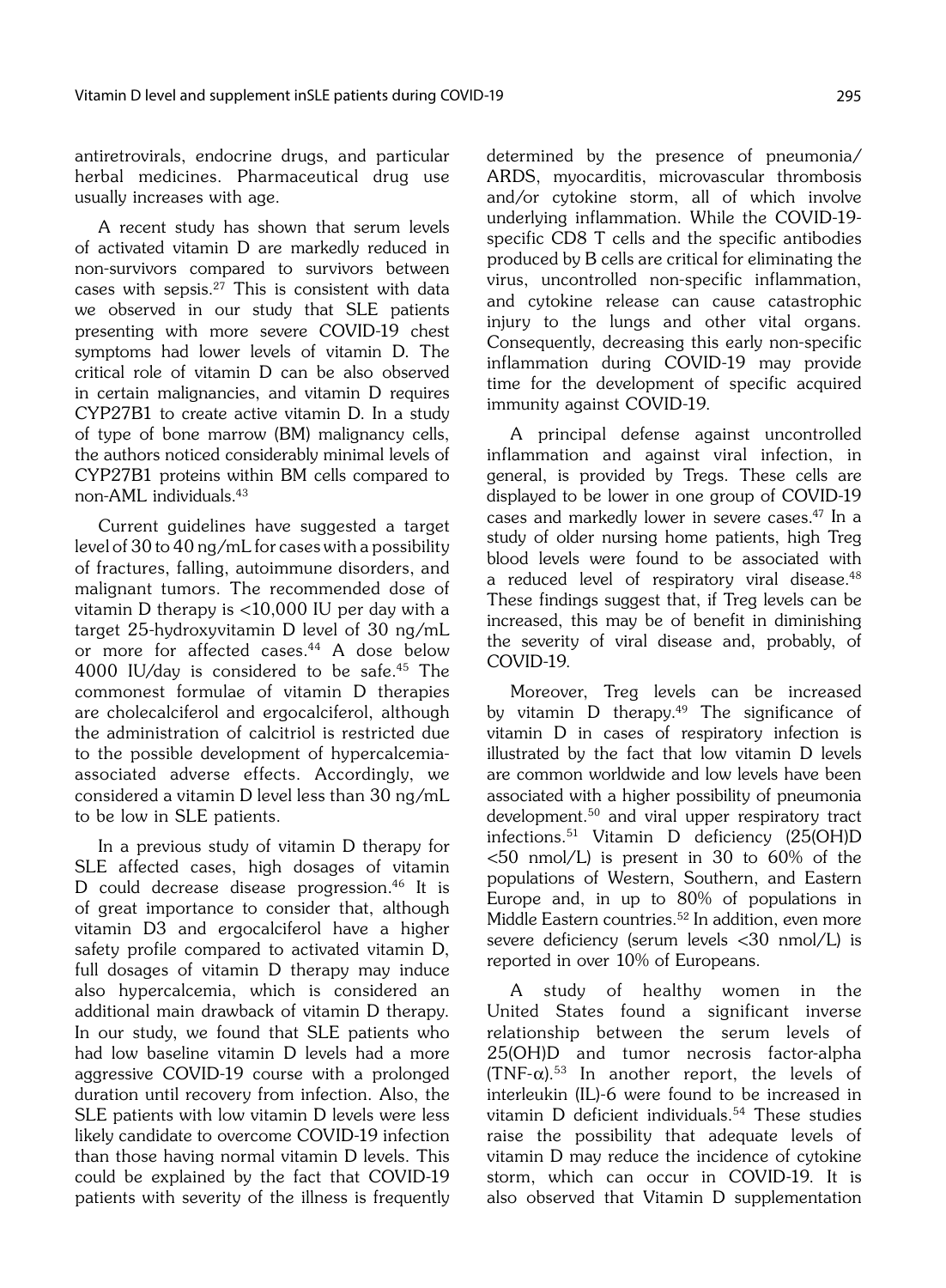antiretrovirals, endocrine drugs, and particular herbal medicines. Pharmaceutical drug use usually increases with age.

A recent study has shown that serum levels of activated vitamin D are markedly reduced in non-survivors compared to survivors between cases with sepsis.[27] This is consistent with data we observed in our study that SLE patients presenting with more severe COVID-19 chest symptoms had lower levels of vitamin D. The critical role of vitamin D can be also observed in certain malignancies, and vitamin D requires CYP27B1 to create active vitamin D. In a study of type of bone marrow (BM) malignancy cells, the authors noticed considerably minimal levels of CYP27B1 proteins within BM cells compared to non-AML individuals.[43]

Current guidelines have suggested a target level of 30 to 40 ng/mL for cases with a possibility of fractures, falling, autoimmune disorders, and malignant tumors. The recommended dose of vitamin D therapy is <10,000 IU per day with a target 25-hydroxyvitamin D level of 30 ng/mL or more for affected cases.[44] A dose below 4000 IU/day is considered to be safe.[45] The commonest formulae of vitamin D therapies are cholecalciferol and ergocalciferol, although the administration of calcitriol is restricted due to the possible development of hypercalcemia-associated adverse effects. Accordingly, we considered a vitamin D level less than 30 ng/mL to be low in SLE patients.

In a previous study of vitamin D therapy for SLE affected cases, high dosages of vitamin D could decrease disease progression.[46] It is of great importance to consider that, although vitamin D3 and ergocalciferol have a higher safety profile compared to activated vitamin D, full dosages of vitamin D therapy may induce also hypercalcemia, which is considered an additional main drawback of vitamin D therapy. In our study, we found that SLE patients who had low baseline vitamin D levels had a more aggressive COVID-19 course with a prolonged duration until recovery from infection. Also, the SLE patients with low vitamin D levels were less likely candidate to overcome COVID-19 infection than those having normal vitamin D levels. This could be explained by the fact that COVID-19 patients with severity of the illness is frequently determined by the presence of pneumonia/ ARDS, myocarditis, microvascular thrombosis and/or cytokine storm, all of which involve underlying inflammation. While the COVID-19-specific CD8 T cells and the specific antibodies produced by B cells are critical for eliminating the virus, uncontrolled non-specific inflammation, and cytokine release can cause catastrophic injury to the lungs and other vital organs. Consequently, decreasing this early non-specific inflammation during COVID-19 may provide time for the development of specific acquired immunity against COVID-19.

A principal defense against uncontrolled inflammation and against viral infection, in general, is provided by Tregs. These cells are displayed to be lower in one group of COVID-19 cases and markedly lower in severe cases.[47] In a study of older nursing home patients, high Treg blood levels were found to be associated with a reduced level of respiratory viral disease.[48] These findings suggest that, if Treg levels can be increased, this may be of benefit in diminishing the severity of viral disease and, probably, of COVID-19.

Moreover, Treg levels can be increased by vitamin D therapy.[49] The significance of vitamin D in cases of respiratory infection is illustrated by the fact that low vitamin D levels are common worldwide and low levels have been associated with a higher possibility of pneumonia development.[50] and viral upper respiratory tract infections.[51] Vitamin D deficiency (25(OH)D <50 nmol/L) is present in 30 to 60% of the populations of Western, Southern, and Eastern Europe and, in up to 80% of populations in Middle Eastern countries.[52] In addition, even more severe deficiency (serum levels <30 nmol/L) is reported in over 10% of Europeans.

A study of healthy women in the United States found a significant inverse relationship between the serum levels of 25(OH)D and tumor necrosis factor-alpha (TNF-$\alpha$).[53] In another report, the levels of interleukin (IL)-6 were found to be increased in vitamin D deficient individuals.[54] These studies raise the possibility that adequate levels of vitamin D may reduce the incidence of cytokine storm, which can occur in COVID-19. It is also observed that Vitamin D supplementation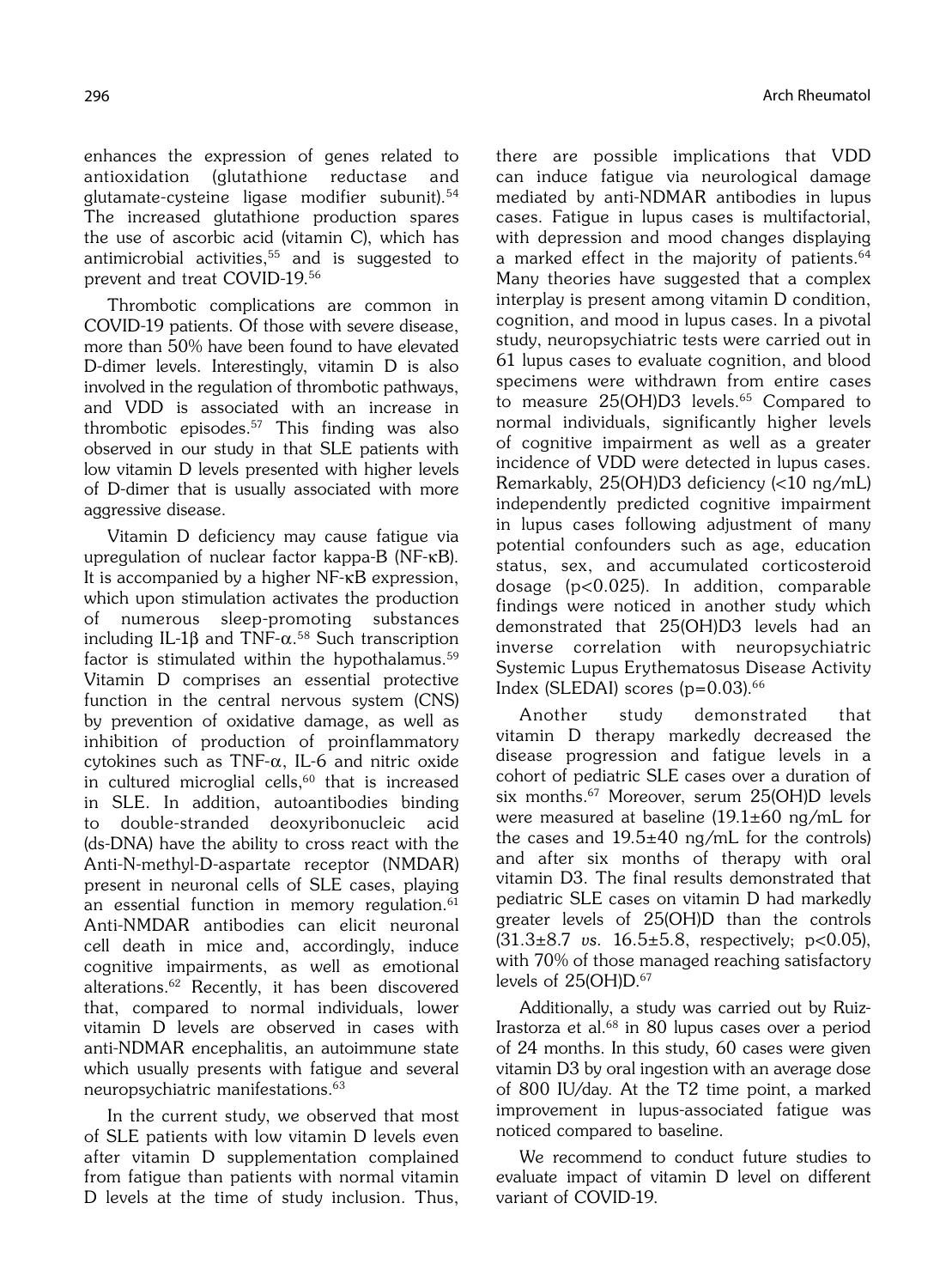enhances the expression of genes related to antioxidation (glutathione reductase and glutamate-cysteine ligase modifier subunit).[54] The increased glutathione production spares the use of ascorbic acid (vitamin C), which has antimicrobial activities,[55] and is suggested to prevent and treat COVID-19.[56]

Thrombotic complications are common in COVID-19 patients. Of those with severe disease, more than 50% have been found to have elevated D-dimer levels. Interestingly, vitamin D is also involved in the regulation of thrombotic pathways, and VDD is associated with an increase in thrombotic episodes.[57] This finding was also observed in our study in that SLE patients with low vitamin D levels presented with higher levels of D-dimer that is usually associated with more aggressive disease.

Vitamin D deficiency may cause fatigue via upregulation of nuclear factor kappa-B (NF-κB). It is accompanied by a higher NF-κB expression, which upon stimulation activates the production of numerous sleep-promoting substances including IL-1β and TNF-α.[58] Such transcription factor is stimulated within the hypothalamus.[59] Vitamin D comprises an essential protective function in the central nervous system (CNS) by prevention of oxidative damage, as well as inhibition of production of proinflammatory cytokines such as TNF-α, IL-6 and nitric oxide in cultured microglial cells,[60] that is increased in SLE. In addition, autoantibodies binding to double-stranded deoxyribonucleic acid (ds-DNA) have the ability to cross react with the Anti-N-methyl-D-aspartate receptor (NMDAR) present in neuronal cells of SLE cases, playing an essential function in memory regulation.[61] Anti-NMDAR antibodies can elicit neuronal cell death in mice and, accordingly, induce cognitive impairments, as well as emotional alterations.[62] Recently, it has been discovered that, compared to normal individuals, lower vitamin D levels are observed in cases with anti-NDMAR encephalitis, an autoimmune state which usually presents with fatigue and several neuropsychiatric manifestations.[63]

In the current study, we observed that most of SLE patients with low vitamin D levels even after vitamin D supplementation complained from fatigue than patients with normal vitamin D levels at the time of study inclusion. Thus, there are possible implications that VDD can induce fatigue via neurological damage mediated by anti-NDMAR antibodies in lupus cases. Fatigue in lupus cases is multifactorial, with depression and mood changes displaying a marked effect in the majority of patients.[64] Many theories have suggested that a complex interplay is present among vitamin D condition, cognition, and mood in lupus cases. In a pivotal study, neuropsychiatric tests were carried out in 61 lupus cases to evaluate cognition, and blood specimens were withdrawn from entire cases to measure 25(OH)D3 levels.[65] Compared to normal individuals, significantly higher levels of cognitive impairment as well as a greater incidence of VDD were detected in lupus cases. Remarkably, 25(OH)D3 deficiency (<10 ng/mL) independently predicted cognitive impairment in lupus cases following adjustment of many potential confounders such as age, education status, sex, and accumulated corticosteroid dosage ($p<0.025$). In addition, comparable findings were noticed in another study which demonstrated that 25(OH)D3 levels had an inverse correlation with neuropsychiatric Systemic Lupus Erythematosus Disease Activity Index (SLEDAI) scores ($p=0.03$).[66]

Another study demonstrated that vitamin D therapy markedly decreased the disease progression and fatigue levels in a cohort of pediatric SLE cases over a duration of six months.[67] Moreover, serum 25(OH)D levels were measured at baseline (19.1±60 ng/mL for the cases and 19.5±40 ng/mL for the controls) and after six months of therapy with oral vitamin D3. The final results demonstrated that pediatric SLE cases on vitamin D had markedly greater levels of 25(OH)D than the controls (31.3±8.7 *vs.* 16.5±5.8, respectively; $p<0.05$), with 70% of those managed reaching satisfactory levels of 25(OH)D.[67]

Additionally, a study was carried out by Ruiz-Irastorza et al.[68] in 80 lupus cases over a period of 24 months. In this study, 60 cases were given vitamin D3 by oral ingestion with an average dose of 800 IU/day. At the T2 time point, a marked improvement in lupus-associated fatigue was noticed compared to baseline.

We recommend to conduct future studies to evaluate impact of vitamin D level on different variant of COVID-19.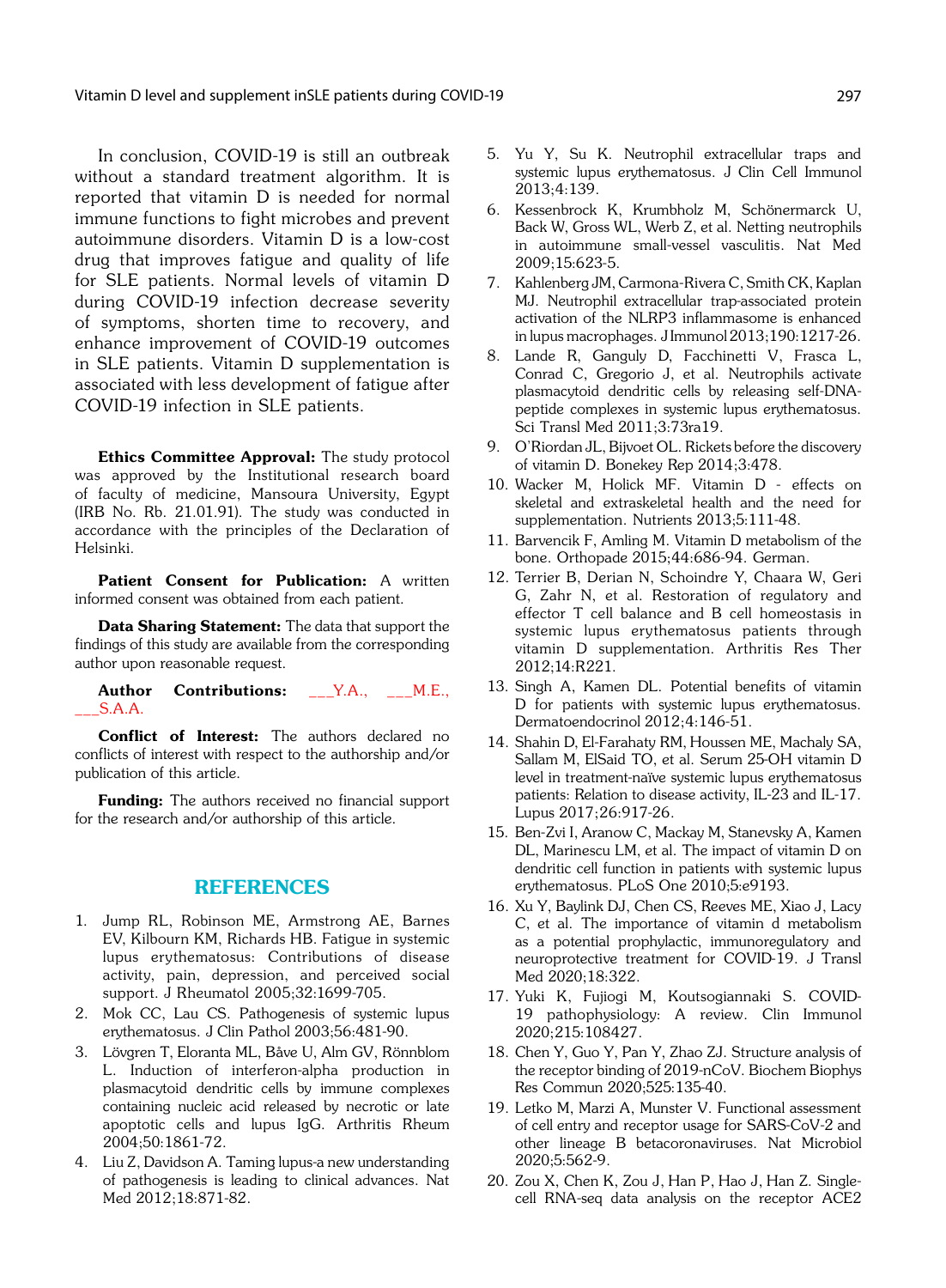In conclusion, COVID-19 is still an outbreak without a standard treatment algorithm. It is reported that vitamin D is needed for normal immune functions to fight microbes and prevent autoimmune disorders. Vitamin D is a low-cost drug that improves fatigue and quality of life for SLE patients. Normal levels of vitamin D during COVID-19 infection decrease severity of symptoms, shorten time to recovery, and enhance improvement of COVID-19 outcomes in SLE patients. Vitamin D supplementation is associated with less development of fatigue after COVID-19 infection in SLE patients.

**Ethics Committee Approval:** The study protocol was approved by the Institutional research board of faculty of medicine, Mansoura University, Egypt (IRB No. Rb. 21.01.91). The study was conducted in accordance with the principles of the Declaration of Helsinki.

**Patient Consent for Publication:** A written informed consent was obtained from each patient.

**Data Sharing Statement:** The data that support the findings of this study are available from the corresponding author upon reasonable request.

**Author Contributions:** ___Y.A., ___M.E., ___S.A.A.

**Conflict of Interest:** The authors declared no conflicts of interest with respect to the authorship and/or publication of this article.

**Funding:** The authors received no financial support for the research and/or authorship of this article.

## REFERENCES

1. Jump RL, Robinson ME, Armstrong AE, Barnes EV, Kilbourn KM, Richards HB. Fatigue in systemic lupus erythematosus: Contributions of disease activity, pain, depression, and perceived social support. J Rheumatol 2005;32:1699-705.
2. Mok CC, Lau CS. Pathogenesis of systemic lupus erythematosus. J Clin Pathol 2003;56:481-90.
3. Lövgren T, Eloranta ML, Båve U, Alm GV, Rönnblom L. Induction of interferon-alpha production in plasmacytoid dendritic cells by immune complexes containing nucleic acid released by necrotic or late apoptotic cells and lupus IgG. Arthritis Rheum 2004;50:1861-72.
4. Liu Z, Davidson A. Taming lupus-a new understanding of pathogenesis is leading to clinical advances. Nat Med 2012;18:871-82.
5. Yu Y, Su K. Neutrophil extracellular traps and systemic lupus erythematosus. J Clin Cell Immunol 2013;4:139.
6. Kessenbrock K, Krumbholz M, Schönermarck U, Back W, Gross WL, Werb Z, et al. Netting neutrophils in autoimmune small-vessel vasculitis. Nat Med 2009;15:623-5.
7. Kahlenberg JM, Carmona-Rivera C, Smith CK, Kaplan MJ. Neutrophil extracellular trap-associated protein activation of the NLRP3 inflammasome is enhanced in lupus macrophages. J Immunol 2013;190:1217-26.
8. Lande R, Ganguly D, Facchinetti V, Frasca L, Conrad C, Gregorio J, et al. Neutrophils activate plasmacytoid dendritic cells by releasing self-DNA-peptide complexes in systemic lupus erythematosus. Sci Transl Med 2011;3:73ra19.
9. O'Riordan JL, Bijvoet OL. Rickets before the discovery of vitamin D. Bonekey Rep 2014;3:478.
10. Wacker M, Holick MF. Vitamin D - effects on skeletal and extraskeletal health and the need for supplementation. Nutrients 2013;5:111-48.
11. Barvencik F, Amling M. Vitamin D metabolism of the bone. Orthopade 2015;44:686-94. German.
12. Terrier B, Derian N, Schoindre Y, Chaara W, Geri G, Zahr N, et al. Restoration of regulatory and effector T cell balance and B cell homeostasis in systemic lupus erythematosus patients through vitamin D supplementation. Arthritis Res Ther 2012;14:R221.
13. Singh A, Kamen DL. Potential benefits of vitamin D for patients with systemic lupus erythematosus. Dermatoendocrinol 2012;4:146-51.
14. Shahin D, El-Farahaty RM, Houssen ME, Machaly SA, Sallam M, ElSaid TO, et al. Serum 25-OH vitamin D level in treatment-naïve systemic lupus erythematosus patients: Relation to disease activity, IL-23 and IL-17. Lupus 2017;26:917-26.
15. Ben-Zvi I, Aranow C, Mackay M, Stanevsky A, Kamen DL, Marinescu LM, et al. The impact of vitamin D on dendritic cell function in patients with systemic lupus erythematosus. PLoS One 2010;5:e9193.
16. Xu Y, Baylink DJ, Chen CS, Reeves ME, Xiao J, Lacy C, et al. The importance of vitamin d metabolism as a potential prophylactic, immunoregulatory and neuroprotective treatment for COVID-19. J Transl Med 2020;18:322.
17. Yuki K, Fujiogi M, Koutsogiannaki S. COVID-19 pathophysiology: A review. Clin Immunol 2020;215:108427.
18. Chen Y, Guo Y, Pan Y, Zhao ZJ. Structure analysis of the receptor binding of 2019-nCoV. Biochem Biophys Res Commun 2020;525:135-40.
19. Letko M, Marzi A, Munster V. Functional assessment of cell entry and receptor usage for SARS-CoV-2 and other lineage B betacoronaviruses. Nat Microbiol 2020;5:562-9.
20. Zou X, Chen K, Zou J, Han P, Hao J, Han Z. Single-cell RNA-seq data analysis on the receptor ACE2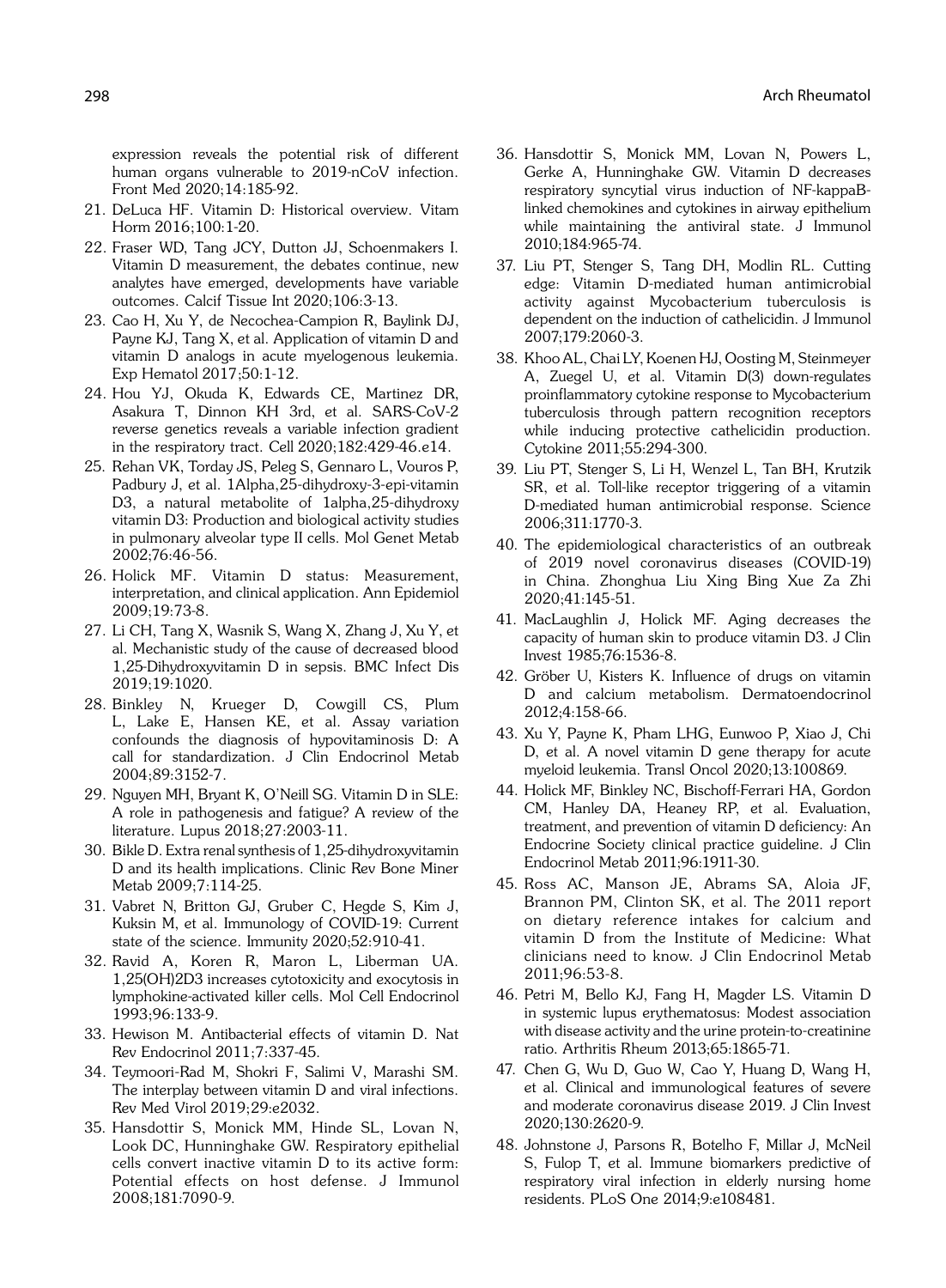expression reveals the potential risk of different human organs vulnerable to 2019-nCoV infection. Front Med 2020;14:185-92.

21. DeLuca HF. Vitamin D: Historical overview. Vitam Horm 2016;100:1-20.
22. Fraser WD, Tang JCY, Dutton JJ, Schoenmakers I. Vitamin D measurement, the debates continue, new analytes have emerged, developments have variable outcomes. Calcif Tissue Int 2020;106:3-13.
23. Cao H, Xu Y, de Necochea-Campion R, Baylink DJ, Payne KJ, Tang X, et al. Application of vitamin D and vitamin D analogs in acute myelogenous leukemia. Exp Hematol 2017;50:1-12.
24. Hou YJ, Okuda K, Edwards CE, Martinez DR, Asakura T, Dinnon KH 3rd, et al. SARS-CoV-2 reverse genetics reveals a variable infection gradient in the respiratory tract. Cell 2020;182:429-46.e14.
25. Rehan VK, Torday JS, Peleg S, Gennaro L, Vouros P, Padbury J, et al. 1Alpha,25-dihydroxy-3-epi-vitamin D3, a natural metabolite of 1alpha,25-dihydroxy vitamin D3: Production and biological activity studies in pulmonary alveolar type II cells. Mol Genet Metab 2002;76:46-56.
26. Holick MF. Vitamin D status: Measurement, interpretation, and clinical application. Ann Epidemiol 2009;19:73-8.
27. Li CH, Tang X, Wasnik S, Wang X, Zhang J, Xu Y, et al. Mechanistic study of the cause of decreased blood 1,25-Dihydroxyvitamin D in sepsis. BMC Infect Dis 2019;19:1020.
28. Binkley N, Krueger D, Cowgill CS, Plum L, Lake E, Hansen KE, et al. Assay variation confounds the diagnosis of hypovitaminosis D: A call for standardization. J Clin Endocrinol Metab 2004;89:3152-7.
29. Nguyen MH, Bryant K, O'Neill SG. Vitamin D in SLE: A role in pathogenesis and fatigue? A review of the literature. Lupus 2018;27:2003-11.
30. Bikle D. Extra renal synthesis of 1,25-dihydroxyvitamin D and its health implications. Clinic Rev Bone Miner Metab 2009;7:114-25.
31. Vabret N, Britton GJ, Gruber C, Hegde S, Kim J, Kuksin M, et al. Immunology of COVID-19: Current state of the science. Immunity 2020;52:910-41.
32. Ravid A, Koren R, Maron L, Liberman UA. 1,25(OH)2D3 increases cytotoxicity and exocytosis in lymphokine-activated killer cells. Mol Cell Endocrinol 1993;96:133-9.
33. Hewison M. Antibacterial effects of vitamin D. Nat Rev Endocrinol 2011;7:337-45.
34. Teymoori-Rad M, Shokri F, Salimi V, Marashi SM. The interplay between vitamin D and viral infections. Rev Med Virol 2019;29:e2032.
35. Hansdottir S, Monick MM, Hinde SL, Lovan N, Look DC, Hunninghake GW. Respiratory epithelial cells convert inactive vitamin D to its active form: Potential effects on host defense. J Immunol 2008;181:7090-9.
36. Hansdottir S, Monick MM, Lovan N, Powers L, Gerke A, Hunninghake GW. Vitamin D decreases respiratory syncytial virus induction of NF-kappaB-linked chemokines and cytokines in airway epithelium while maintaining the antiviral state. J Immunol 2010;184:965-74.
37. Liu PT, Stenger S, Tang DH, Modlin RL. Cutting edge: Vitamin D-mediated human antimicrobial activity against Mycobacterium tuberculosis is dependent on the induction of cathelicidin. J Immunol 2007;179:2060-3.
38. Khoo AL, Chai LY, Koenen HJ, Oosting M, Steinmeyer A, Zuegel U, et al. Vitamin D(3) down-regulates proinflammatory cytokine response to Mycobacterium tuberculosis through pattern recognition receptors while inducing protective cathelicidin production. Cytokine 2011;55:294-300.
39. Liu PT, Stenger S, Li H, Wenzel L, Tan BH, Krutzik SR, et al. Toll-like receptor triggering of a vitamin D-mediated human antimicrobial response. Science 2006;311:1770-3.
40. The epidemiological characteristics of an outbreak of 2019 novel coronavirus diseases (COVID-19) in China. Zhonghua Liu Xing Bing Xue Za Zhi 2020;41:145-51.
41. MacLaughlin J, Holick MF. Aging decreases the capacity of human skin to produce vitamin D3. J Clin Invest 1985;76:1536-8.
42. Gröber U, Kisters K. Influence of drugs on vitamin D and calcium metabolism. Dermatoendocrinol 2012;4:158-66.
43. Xu Y, Payne K, Pham LHG, Eunwoo P, Xiao J, Chi D, et al. A novel vitamin D gene therapy for acute myeloid leukemia. Transl Oncol 2020;13:100869.
44. Holick MF, Binkley NC, Bischoff-Ferrari HA, Gordon CM, Hanley DA, Heaney RP, et al. Evaluation, treatment, and prevention of vitamin D deficiency: An Endocrine Society clinical practice guideline. J Clin Endocrinol Metab 2011;96:1911-30.
45. Ross AC, Manson JE, Abrams SA, Aloia JF, Brannon PM, Clinton SK, et al. The 2011 report on dietary reference intakes for calcium and vitamin D from the Institute of Medicine: What clinicians need to know. J Clin Endocrinol Metab 2011;96:53-8.
46. Petri M, Bello KJ, Fang H, Magder LS. Vitamin D in systemic lupus erythematosus: Modest association with disease activity and the urine protein-to-creatinine ratio. Arthritis Rheum 2013;65:1865-71.
47. Chen G, Wu D, Guo W, Cao Y, Huang D, Wang H, et al. Clinical and immunological features of severe and moderate coronavirus disease 2019. J Clin Invest 2020;130:2620-9.
48. Johnstone J, Parsons R, Botelho F, Millar J, McNeil S, Fulop T, et al. Immune biomarkers predictive of respiratory viral infection in elderly nursing home residents. PLoS One 2014;9:e108481.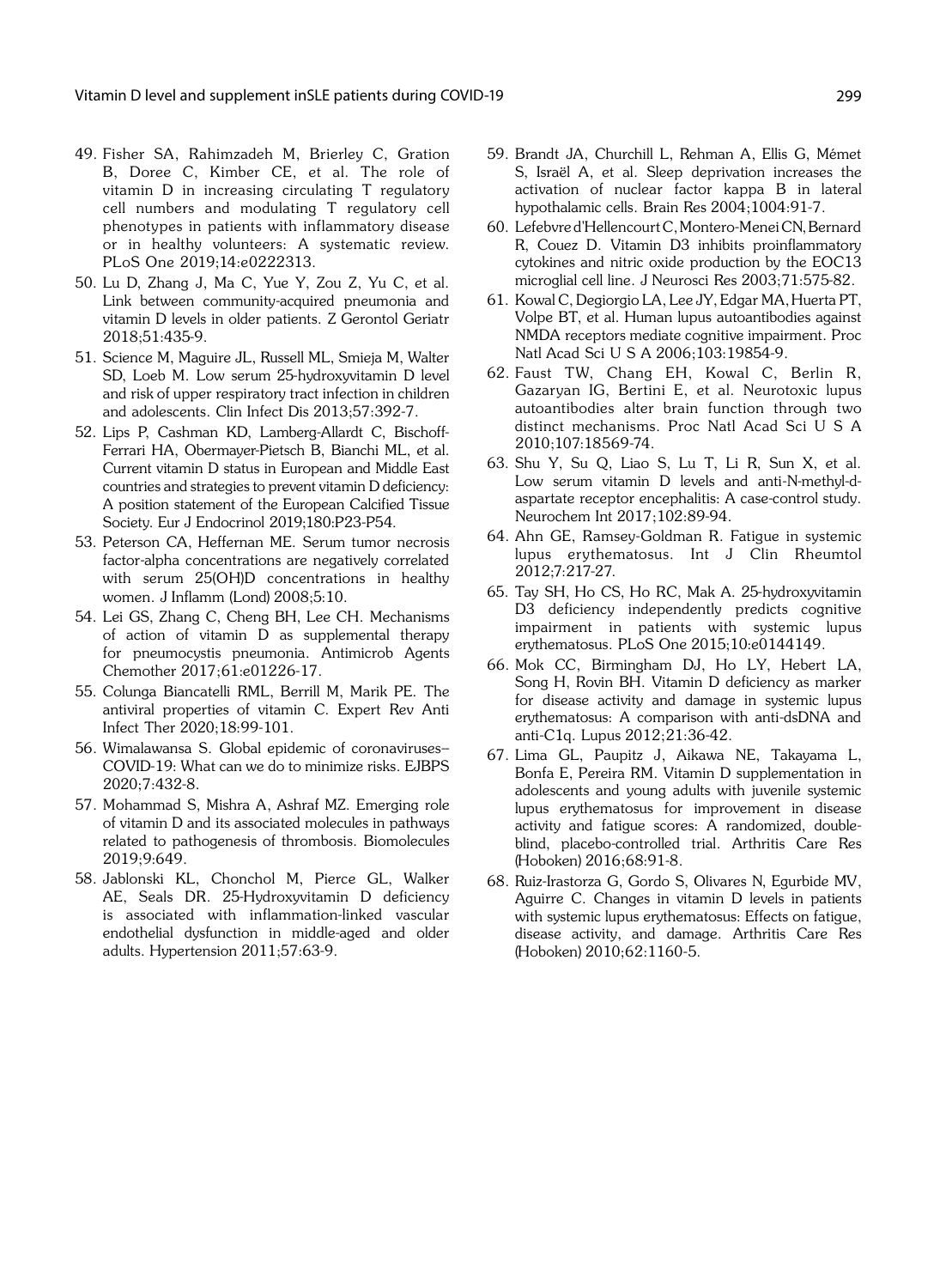49. Fisher SA, Rahimzadeh M, Brierley C, Gration B, Doree C, Kimber CE, et al. The role of vitamin D in increasing circulating T regulatory cell numbers and modulating T regulatory cell phenotypes in patients with inflammatory disease or in healthy volunteers: A systematic review. PLoS One 2019;14:e0222313.
50. Lu D, Zhang J, Ma C, Yue Y, Zou Z, Yu C, et al. Link between community-acquired pneumonia and vitamin D levels in older patients. Z Gerontol Geriatr 2018;51:435-9.
51. Science M, Maguire JL, Russell ML, Smieja M, Walter SD, Loeb M. Low serum 25-hydroxyvitamin D level and risk of upper respiratory tract infection in children and adolescents. Clin Infect Dis 2013;57:392-7.
52. Lips P, Cashman KD, Lamberg-Allardt C, Bischoff-Ferrari HA, Obermayer-Pietsch B, Bianchi ML, et al. Current vitamin D status in European and Middle East countries and strategies to prevent vitamin D deficiency: A position statement of the European Calcified Tissue Society. Eur J Endocrinol 2019;180:P23-P54.
53. Peterson CA, Heffernan ME. Serum tumor necrosis factor-alpha concentrations are negatively correlated with serum 25(OH)D concentrations in healthy women. J Inflamm (Lond) 2008;5:10.
54. Lei GS, Zhang C, Cheng BH, Lee CH. Mechanisms of action of vitamin D as supplemental therapy for pneumocystis pneumonia. Antimicrob Agents Chemother 2017;61:e01226-17.
55. Colunga Biancatelli RML, Berrill M, Marik PE. The antiviral properties of vitamin C. Expert Rev Anti Infect Ther 2020;18:99-101.
56. Wimalawansa S. Global epidemic of coronaviruses-- COVID-19: What can we do to minimize risks. EJBPS 2020;7:432-8.
57. Mohammad S, Mishra A, Ashraf MZ. Emerging role of vitamin D and its associated molecules in pathways related to pathogenesis of thrombosis. Biomolecules 2019;9:649.
58. Jablonski KL, Chonchol M, Pierce GL, Walker AE, Seals DR. 25-Hydroxyvitamin D deficiency is associated with inflammation-linked vascular endothelial dysfunction in middle-aged and older adults. Hypertension 2011;57:63-9.
59. Brandt JA, Churchill L, Rehman A, Ellis G, Mémet S, Israël A, et al. Sleep deprivation increases the activation of nuclear factor kappa B in lateral hypothalamic cells. Brain Res 2004;1004:91-7.
60. Lefebvre d'Hellencourt C, Montero-Menei CN, Bernard R, Couez D. Vitamin D3 inhibits proinflammatory cytokines and nitric oxide production by the EOC13 microglial cell line. J Neurosci Res 2003;71:575-82.
61. Kowal C, Degiorgio LA, Lee JY, Edgar MA, Huerta PT, Volpe BT, et al. Human lupus autoantibodies against NMDA receptors mediate cognitive impairment. Proc Natl Acad Sci U S A 2006;103:19854-9.
62. Faust TW, Chang EH, Kowal C, Berlin R, Gazaryan IG, Bertini E, et al. Neurotoxic lupus autoantibodies alter brain function through two distinct mechanisms. Proc Natl Acad Sci U S A 2010;107:18569-74.
63. Shu Y, Su Q, Liao S, Lu T, Li R, Sun X, et al. Low serum vitamin D levels and anti-N-methyl-d-aspartate receptor encephalitis: A case-control study. Neurochem Int 2017;102:89-94.
64. Ahn GE, Ramsey-Goldman R. Fatigue in systemic lupus erythematosus. Int J Clin Rheumtol 2012;7:217-27.
65. Tay SH, Ho CS, Ho RC, Mak A. 25-hydroxyvitamin D3 deficiency independently predicts cognitive impairment in patients with systemic lupus erythematosus. PLoS One 2015;10:e0144149.
66. Mok CC, Birmingham DJ, Ho LY, Hebert LA, Song H, Rovin BH. Vitamin D deficiency as marker for disease activity and damage in systemic lupus erythematosus: A comparison with anti-dsDNA and anti-C1q. Lupus 2012;21:36-42.
67. Lima GL, Paupitz J, Aikawa NE, Takayama L, Bonfa E, Pereira RM. Vitamin D supplementation in adolescents and young adults with juvenile systemic lupus erythematosus for improvement in disease activity and fatigue scores: A randomized, double-blind, placebo-controlled trial. Arthritis Care Res (Hoboken) 2016;68:91-8.
68. Ruiz-Irastorza G, Gordo S, Olivares N, Egurbide MV, Aguirre C. Changes in vitamin D levels in patients with systemic lupus erythematosus: Effects on fatigue, disease activity, and damage. Arthritis Care Res (Hoboken) 2010;62:1160-5.